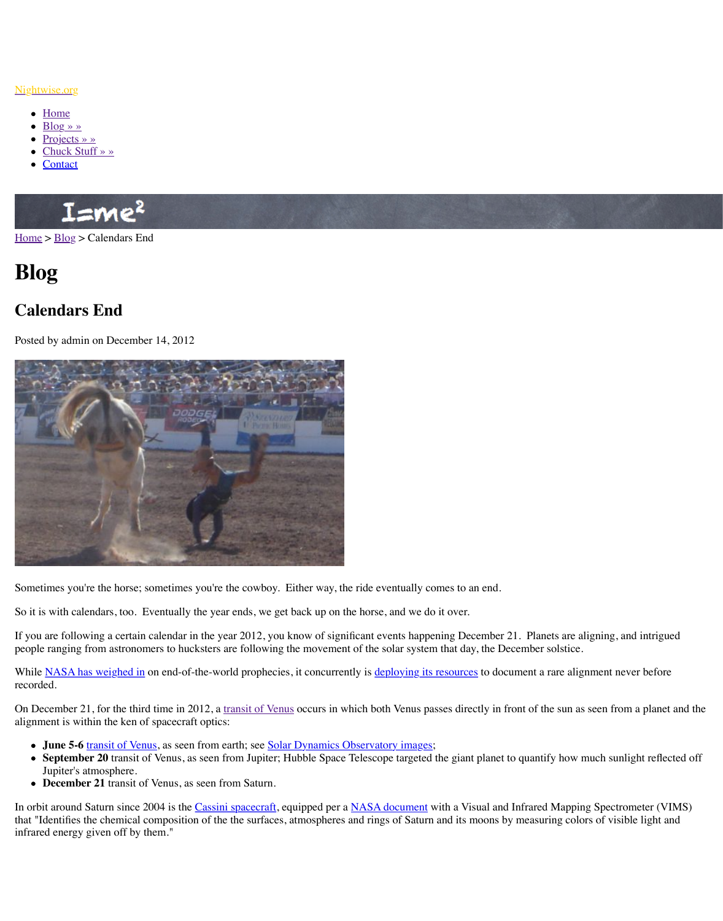Nightwise.org

- Home
- Blog » »
- Projects » »
- Chuck Stuff » »
- Contact

Home > Blog > Calendars End

# Blog

## Calendars End

Posted by admin on December 14, 2012

Sometimes you're the horse; sometimes you're the cowboy. Either way, the ride eventually comes to an end.

So it is with calendars, too. Eventually the year ends, we get back up on the horse, and we do it over.

If you are following a certain calendar in the year 2012, you know of significant events happening December 21. Planets are aligning, and intrigued people ranging from astronomers to hucksters are following the movement of the solar system that day, the December solstice.

While NASA has weighed in on end-of-the-world prophecies, it concurrently is deploying its resources to document a rare alignment never before recorded.

On December 21, for the third time in 2012, a transit of Venus occurs in which both Venus passes directly in front of the sun as seen from a planet and the alignment is within the ken of spacecraft optics:

- **June 5-6** transit of Venus, as seen from earth; see Solar Dynamics Observatory images;
- **September 20** transit of Venus, as seen from Jupiter; Hubble Space Telescope targeted the giant planet to quantify how much sunlight reflected off Jupiter's atmosphere.
- **December 21** transit of Venus, as seen from Saturn.

In orbit around Saturn since 2004 is the Cassini spacecraft, equipped per a NASA document with a Visual and Infrared Mapping Spectrometer (VIMS) that "Identifies the chemical composition of the the surfaces, atmospheres and rings of Saturn and its moons by measuring colors of visible light and infrared energy given off by them."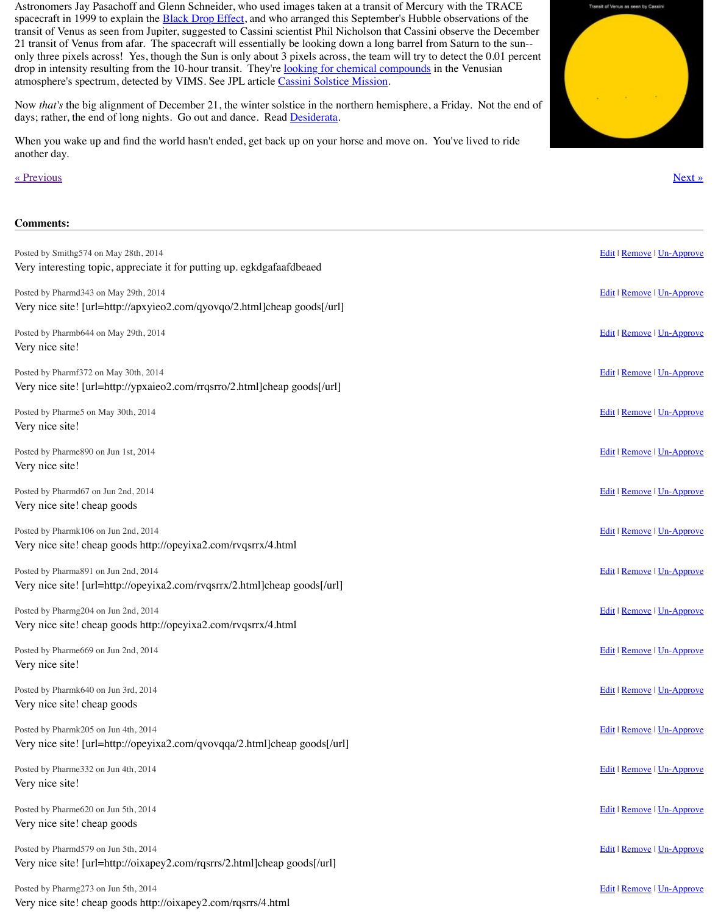Astronomers Jay Pasachoff and Glenn Schneider, who used images taken at a transit of Mercury with the TRACE spacecraft in 1999 to explain the Black Drop Effect, and who arranged this September's Hubble observations of the transit of Venus as seen from Jupiter, suggested to Cassini scientist Phil Nicholson that Cassini observe the December 21 transit of Venus from afar. The spacecraft will essentially be looking down a long barrel from Saturn to the sun--only three pixels across! Yes, though the Sun is only about 3 pixels across, the team will try to detect the 0.01 percent drop in intensity resulting from the 10-hour transit. They're looking for chemical compounds in the Venusian atmosphere's spectrum, detected by VIMS. See JPL article Cassini Solstice Mission.

Transit of Venus as seen by Cassini

Now *that's* the big alignment of December 21, the winter solstice in the northern hemisphere, a Friday. Not the end of days; rather, the end of long nights. Go out and dance. Read Desiderata.

When you wake up and find the world hasn't ended, get back up on your horse and move on. You've lived to ride another day.

« Previous

Next »

**Comments:**

Posted by Smithg574 on May 28th, 2014 — Edit | Remove | Un-Approve

Very interesting topic, appreciate it for putting up. egkdgafaafdbeaed

Posted by Pharmd343 on May 29th, 2014 — Edit | Remove | Un-Approve

Very nice site! [url=http://apxyieo2.com/qyovqo/2.html]cheap goods[/url]

Posted by Pharmb644 on May 29th, 2014 — Edit | Remove | Un-Approve

Very nice site!

Posted by Pharmf372 on May 30th, 2014 — Edit | Remove | Un-Approve

Very nice site! [url=http://ypxaieo2.com/rrqsrro/2.html]cheap goods[/url]

Posted by Pharme5 on May 30th, 2014 — Edit | Remove | Un-Approve

Very nice site!

Posted by Pharme890 on Jun 1st, 2014 — Edit | Remove | Un-Approve

Very nice site!

Posted by Pharmd67 on Jun 2nd, 2014 — Edit | Remove | Un-Approve

Very nice site! cheap goods

Posted by Pharmk106 on Jun 2nd, 2014 — Edit | Remove | Un-Approve

Very nice site! cheap goods http://opeyixa2.com/rvqsrrx/4.html

Posted by Pharma891 on Jun 2nd, 2014 — Edit | Remove | Un-Approve

Very nice site! [url=http://opeyixa2.com/rvqsrrx/2.html]cheap goods[/url]

Posted by Pharmg204 on Jun 2nd, 2014 — Edit | Remove | Un-Approve

Very nice site! cheap goods http://opeyixa2.com/rvqsrrx/4.html

Posted by Pharme669 on Jun 2nd, 2014 — Edit | Remove | Un-Approve

Very nice site!

Posted by Pharmk640 on Jun 3rd, 2014 — Edit | Remove | Un-Approve

Very nice site! cheap goods

Posted by Pharmk205 on Jun 4th, 2014 — Edit | Remove | Un-Approve

Very nice site! [url=http://opeyixa2.com/qvovqqa/2.html]cheap goods[/url]

Posted by Pharme332 on Jun 4th, 2014 — Edit | Remove | Un-Approve

Very nice site!

Posted by Pharme620 on Jun 5th, 2014 — Edit | Remove | Un-Approve

Very nice site! cheap goods

Posted by Pharmd579 on Jun 5th, 2014 — Edit | Remove | Un-Approve

Very nice site! [url=http://oixapey2.com/rqsrrs/2.html]cheap goods[/url]

Posted by Pharmg273 on Jun 5th, 2014 — Edit | Remove | Un-Approve

Very nice site! cheap goods http://oixapey2.com/rqsrrs/4.html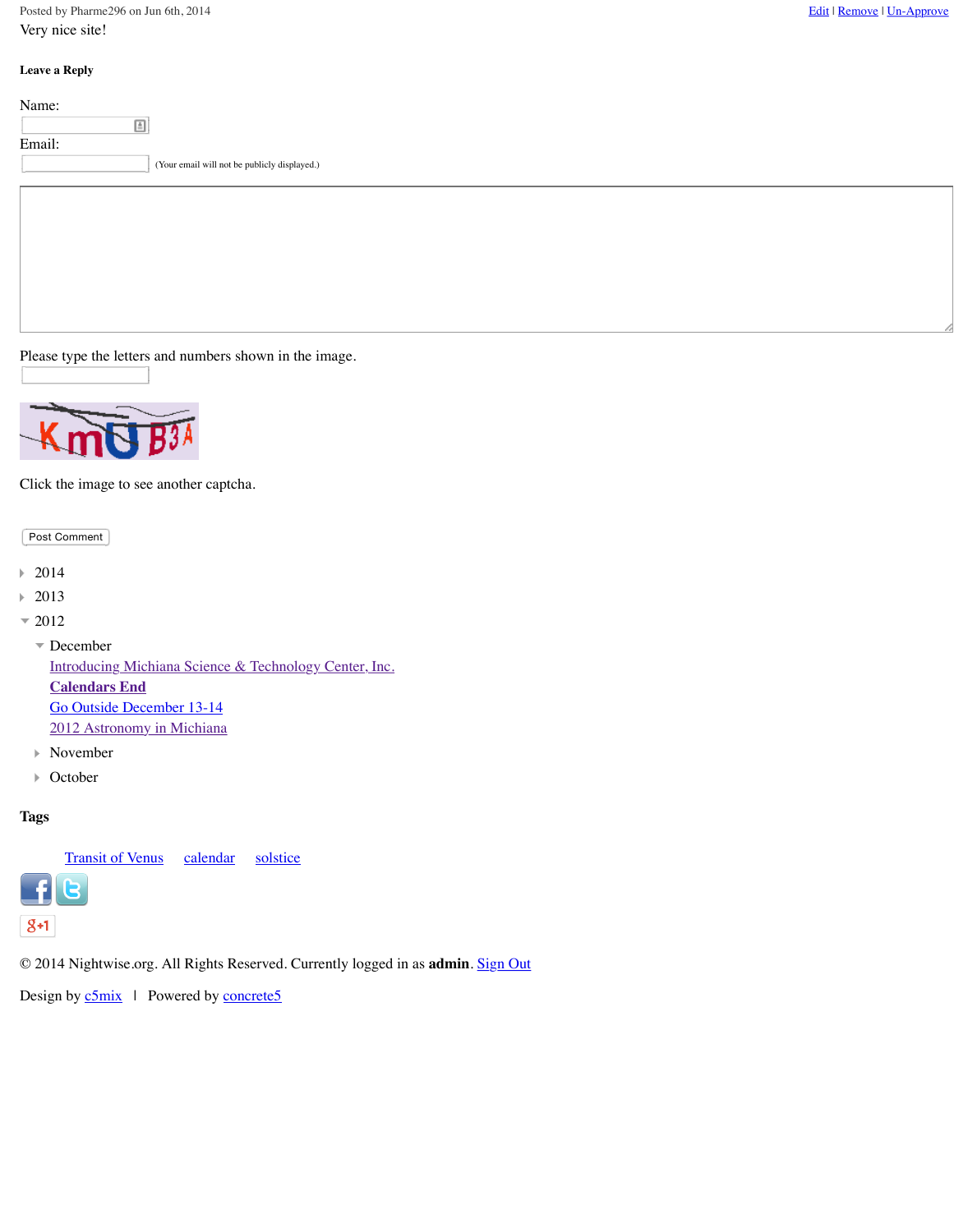Posted by Pharme296 on Jun 6th, 2014

Very nice site!

Edit | Remove | Un-Approve

#### Leave a Reply

Name:

Email:

(Your email will not be publicly displayed.)

Please type the letters and numbers shown in the image.

Click the image to see another captcha.

Post Comment

- 2014
- 2013
- 2012
  - December
    - Introducing Michiana Science & Technology Center, Inc.
    - **Calendars End**
    - Go Outside December 13-14
    - 2012 Astronomy in Michiana
  - November
  - October

### Tags

Transit of Venus calendar solstice

© 2014 Nightwise.org. All Rights Reserved. Currently logged in as **admin**. Sign Out

Design by c5mix | Powered by concrete5